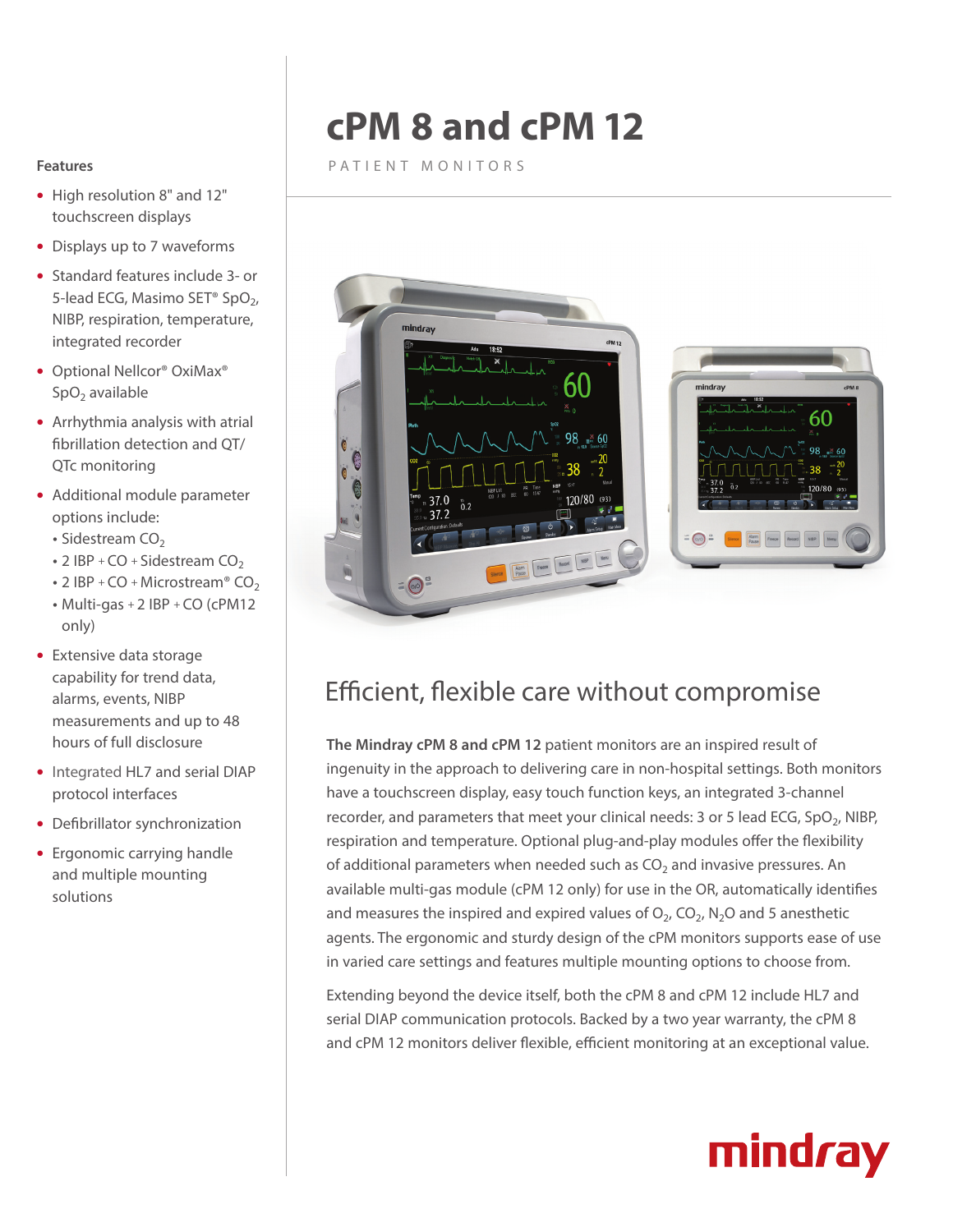# cPM 8 and cPM 12

PATIENT MONITORS

## Features

- High resolution 8" and 12" touchscreen displays
- Displays up to 7 waveforms
- Standard features include 3- or 5-lead ECG, Masimo SET® $SpO_2$, NIBP, respiration, temperature, integrated recorder
- Optional Nellcor® OxiMax® $SpO_2$ available
- Arrhythmia analysis with atrial fibrillation detection and QT/QTc monitoring
- Additional module parameter options include:
  - Sidestream $CO_2$
  - 2 IBP + CO + Sidestream $CO_2$
  - 2 IBP + CO + Microstream® $CO_2$
  - Multi-gas + 2 IBP + CO (cPM12 only)
- Extensive data storage capability for trend data, alarms, events, NIBP measurements and up to 48 hours of full disclosure
- Integrated HL7 and serial DIAP protocol interfaces
- Defibrillator synchronization
- Ergonomic carrying handle and multiple mounting solutions

## Efficient, flexible care without compromise

**The Mindray cPM 8 and cPM 12** patient monitors are an inspired result of ingenuity in the approach to delivering care in non-hospital settings. Both monitors have a touchscreen display, easy touch function keys, an integrated 3-channel recorder, and parameters that meet your clinical needs: 3 or 5 lead ECG, $SpO_2$, NIBP, respiration and temperature. Optional plug-and-play modules offer the flexibility of additional parameters when needed such as $CO_2$ and invasive pressures. An available multi-gas module (cPM 12 only) for use in the OR, automatically identifies and measures the inspired and expired values of $O_2$, $CO_2$, $N_2O$ and 5 anesthetic agents. The ergonomic and sturdy design of the cPM monitors supports ease of use in varied care settings and features multiple mounting options to choose from.

Extending beyond the device itself, both the cPM 8 and cPM 12 include HL7 and serial DIAP communication protocols. Backed by a two year warranty, the cPM 8 and cPM 12 monitors deliver flexible, efficient monitoring at an exceptional value.

mindray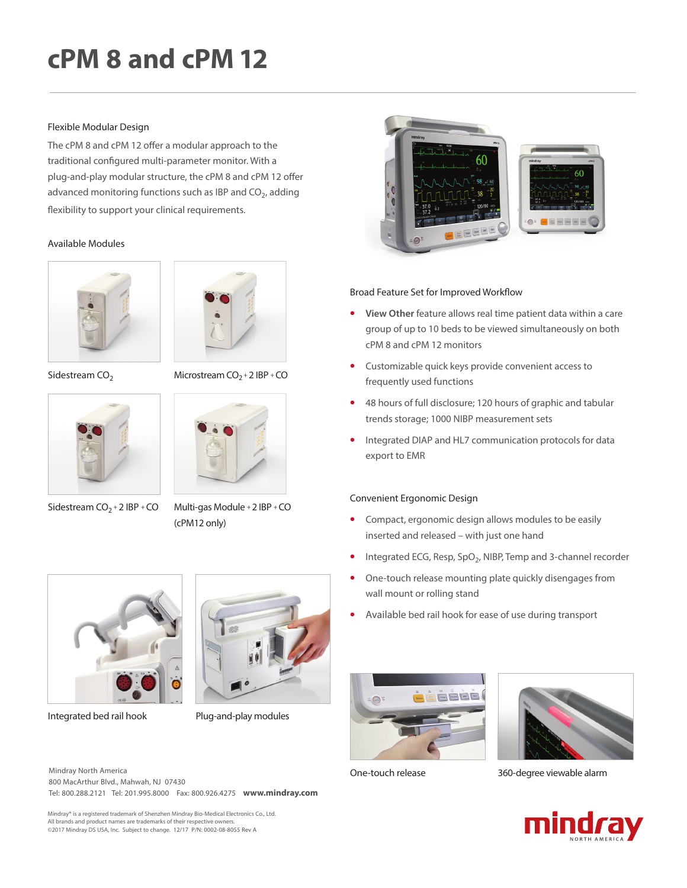# cPM 8 and cPM 12

## Flexible Modular Design

The cPM 8 and cPM 12 offer a modular approach to the traditional configured multi-parameter monitor. With a plug-and-play modular structure, the cPM 8 and cPM 12 offer advanced monitoring functions such as IBP and $CO_2$, adding flexibility to support your clinical requirements.

## Available Modules

Sidestream $CO_2$

Microstream $CO_2$ + 2 IBP + CO

Sidestream $CO_2$ + 2 IBP + CO

Multi-gas Module + 2 IBP + CO (cPM12 only)

Integrated bed rail hook

Plug-and-play modules

## Broad Feature Set for Improved Workflow

- **View Other** feature allows real time patient data within a care group of up to 10 beds to be viewed simultaneously on both cPM 8 and cPM 12 monitors
- Customizable quick keys provide convenient access to frequently used functions
- 48 hours of full disclosure; 120 hours of graphic and tabular trends storage; 1000 NIBP measurement sets
- Integrated DIAP and HL7 communication protocols for data export to EMR

## Convenient Ergonomic Design

- Compact, ergonomic design allows modules to be easily inserted and released – with just one hand
- Integrated ECG, Resp, $SpO_2$, NIBP, Temp and 3-channel recorder
- One-touch release mounting plate quickly disengages from wall mount or rolling stand
- Available bed rail hook for ease of use during transport

One-touch release

360-degree viewable alarm

Mindray North America
800 MacArthur Blvd., Mahwah, NJ 07430
Tel: 800.288.2121 Tel: 201.995.8000 Fax: 800.926.4275 **www.mindray.com**

Mindray® is a registered trademark of Shenzhen Mindray Bio-Medical Electronics Co., Ltd.
All brands and product names are trademarks of their respective owners.
©2017 Mindray DS USA, Inc. Subject to change. 12/17 P/N: 0002-08-8055 Rev A

mindray NORTH AMERICA